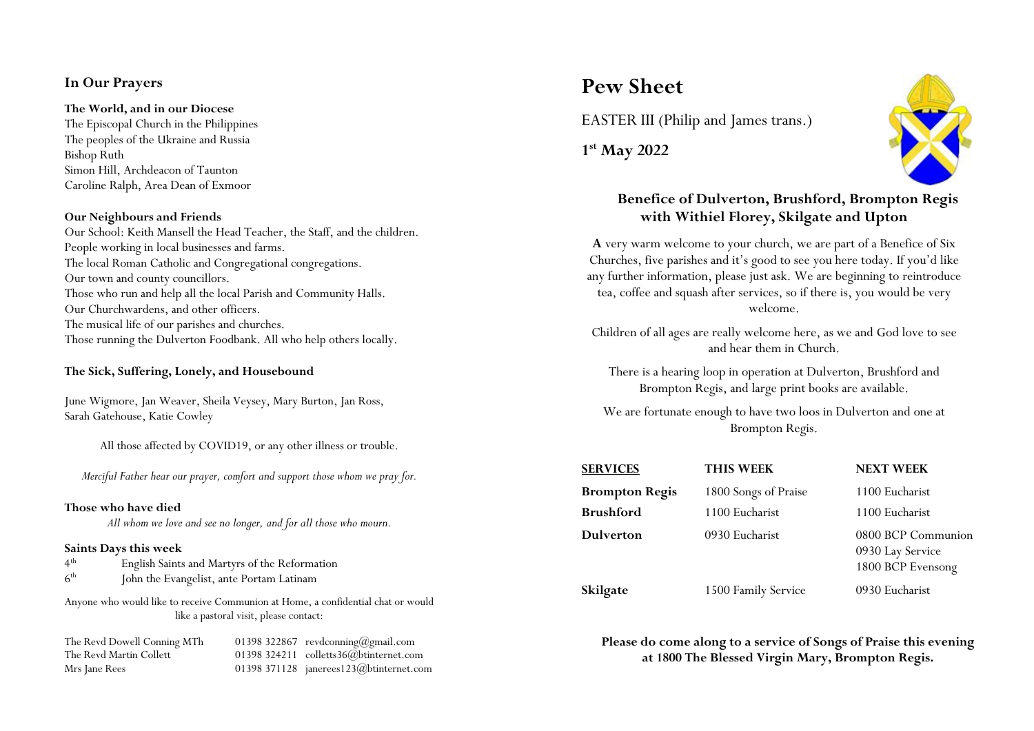## In Our Prayers

**The World, and in our Diocese**
The Episcopal Church in the Philippines
The peoples of the Ukraine and Russia
Bishop Ruth
Simon Hill, Archdeacon of Taunton
Caroline Ralph, Area Dean of Exmoor

**Our Neighbours and Friends**
Our School: Keith Mansell the Head Teacher, the Staff, and the children.
People working in local businesses and farms.
The local Roman Catholic and Congregational congregations.
Our town and county councillors.
Those who run and help all the local Parish and Community Halls.
Our Churchwardens, and other officers.
The musical life of our parishes and churches.
Those running the Dulverton Foodbank. All who help others locally.

**The Sick, Suffering, Lonely, and Housebound**

June Wigmore, Jan Weaver, Sheila Veysey, Mary Burton, Jan Ross, Sarah Gatehouse, Katie Cowley

All those affected by COVID19, or any other illness or trouble.

*Merciful Father hear our prayer, comfort and support those whom we pray for.*

**Those who have died**
*All whom we love and see no longer, and for all those who mourn.*

**Saints Days this week**
4th English Saints and Martyrs of the Reformation
6th John the Evangelist, ante Portam Latinam

Anyone who would like to receive Communion at Home, a confidential chat or would like a pastoral visit, please contact:

The Revd Dowell Conning MTh 01398 322867 revdconning@gmail.com
The Revd Martin Collett 01398 324211 colletts36@btinternet.com
Mrs Jane Rees 01398 371128 janerees123@btinternet.com

# Pew Sheet

EASTER III (Philip and James trans.)

**1st May 2022**

## Benefice of Dulverton, Brushford, Brompton Regis with Withiel Florey, Skilgate and Upton

**A** very warm welcome to your church, we are part of a Benefice of Six Churches, five parishes and it's good to see you here today. If you'd like any further information, please just ask. We are beginning to reintroduce tea, coffee and squash after services, so if there is, you would be very welcome.

Children of all ages are really welcome here, as we and God love to see and hear them in Church.

There is a hearing loop in operation at Dulverton, Brushford and Brompton Regis, and large print books are available.

We are fortunate enough to have two loos in Dulverton and one at Brompton Regis.

| SERVICES | THIS WEEK | NEXT WEEK |
|---|---|---|
| **Brompton Regis** | 1800 Songs of Praise | 1100 Eucharist |
| **Brushford** | 1100 Eucharist | 1100 Eucharist |
| **Dulverton** | 0930 Eucharist | 0800 BCP Communion<br>0930 Lay Service<br>1800 BCP Evensong |
| **Skilgate** | 1500 Family Service | 0930 Eucharist |

**Please do come along to a service of Songs of Praise this evening at 1800 The Blessed Virgin Mary, Brompton Regis.**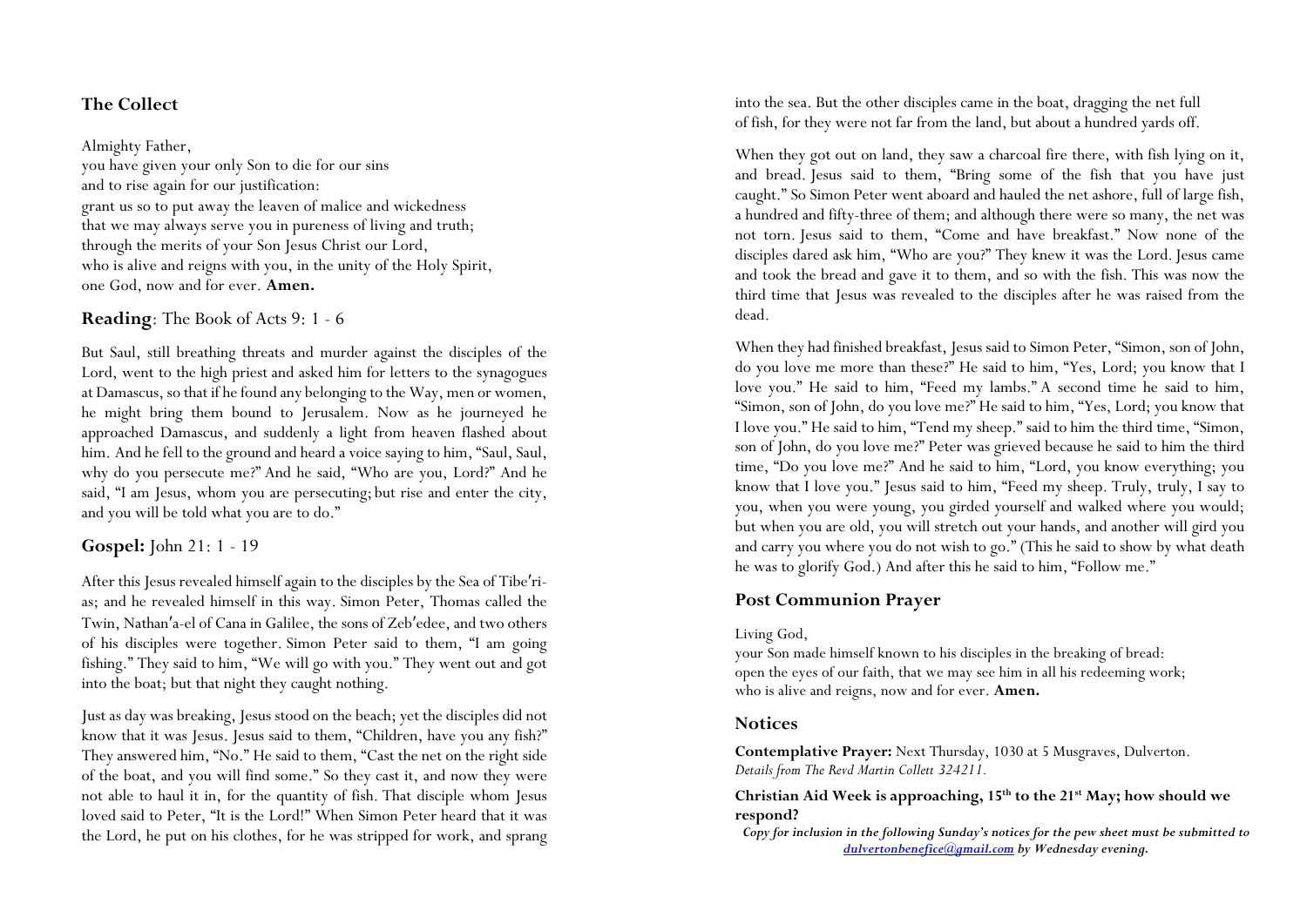## The Collect

Almighty Father,
you have given your only Son to die for our sins
and to rise again for our justification:
grant us so to put away the leaven of malice and wickedness
that we may always serve you in pureness of living and truth;
through the merits of your Son Jesus Christ our Lord,
who is alive and reigns with you, in the unity of the Holy Spirit,
one God, now and for ever. **Amen.**

## Reading: The Book of Acts 9: 1 - 6

But Saul, still breathing threats and murder against the disciples of the Lord, went to the high priest and asked him for letters to the synagogues at Damascus, so that if he found any belonging to the Way, men or women, he might bring them bound to Jerusalem. Now as he journeyed he approached Damascus, and suddenly a light from heaven flashed about him. And he fell to the ground and heard a voice saying to him, "Saul, Saul, why do you persecute me?" And he said, "Who are you, Lord?" And he said, "I am Jesus, whom you are persecuting; but rise and enter the city, and you will be told what you are to do."

## Gospel: John 21: 1 - 19

After this Jesus revealed himself again to the disciples by the Sea of Tibe′ri-as; and he revealed himself in this way. Simon Peter, Thomas called the Twin, Nathan′a-el of Cana in Galilee, the sons of Zeb′edee, and two others of his disciples were together. Simon Peter said to them, "I am going fishing." They said to him, "We will go with you." They went out and got into the boat; but that night they caught nothing.

Just as day was breaking, Jesus stood on the beach; yet the disciples did not know that it was Jesus. Jesus said to them, "Children, have you any fish?" They answered him, "No." He said to them, "Cast the net on the right side of the boat, and you will find some." So they cast it, and now they were not able to haul it in, for the quantity of fish. That disciple whom Jesus loved said to Peter, "It is the Lord!" When Simon Peter heard that it was the Lord, he put on his clothes, for he was stripped for work, and sprang into the sea. But the other disciples came in the boat, dragging the net full of fish, for they were not far from the land, but about a hundred yards off.

When they got out on land, they saw a charcoal fire there, with fish lying on it, and bread. Jesus said to them, "Bring some of the fish that you have just caught." So Simon Peter went aboard and hauled the net ashore, full of large fish, a hundred and fifty-three of them; and although there were so many, the net was not torn. Jesus said to them, "Come and have breakfast." Now none of the disciples dared ask him, "Who are you?" They knew it was the Lord. Jesus came and took the bread and gave it to them, and so with the fish. This was now the third time that Jesus was revealed to the disciples after he was raised from the dead.

When they had finished breakfast, Jesus said to Simon Peter, "Simon, son of John, do you love me more than these?" He said to him, "Yes, Lord; you know that I love you." He said to him, "Feed my lambs." A second time he said to him, "Simon, son of John, do you love me?" He said to him, "Yes, Lord; you know that I love you." He said to him, "Tend my sheep." said to him the third time, "Simon, son of John, do you love me?" Peter was grieved because he said to him the third time, "Do you love me?" And he said to him, "Lord, you know everything; you know that I love you." Jesus said to him, "Feed my sheep. Truly, truly, I say to you, when you were young, you girded yourself and walked where you would; but when you are old, you will stretch out your hands, and another will gird you and carry you where you do not wish to go." (This he said to show by what death he was to glorify God.) And after this he said to him, "Follow me."

## Post Communion Prayer

Living God,
your Son made himself known to his disciples in the breaking of bread:
open the eyes of our faith, that we may see him in all his redeeming work;
who is alive and reigns, now and for ever. **Amen.**

## Notices

**Contemplative Prayer:** Next Thursday, 1030 at 5 Musgraves, Dulverton.
*Details from The Revd Martin Collett 324211.*

**Christian Aid Week is approaching, 15th to the 21st May; how should we respond?**

***Copy for inclusion in the following Sunday's notices for the pew sheet must be submitted to dulvertonbenefice@gmail.com by Wednesday evening.***